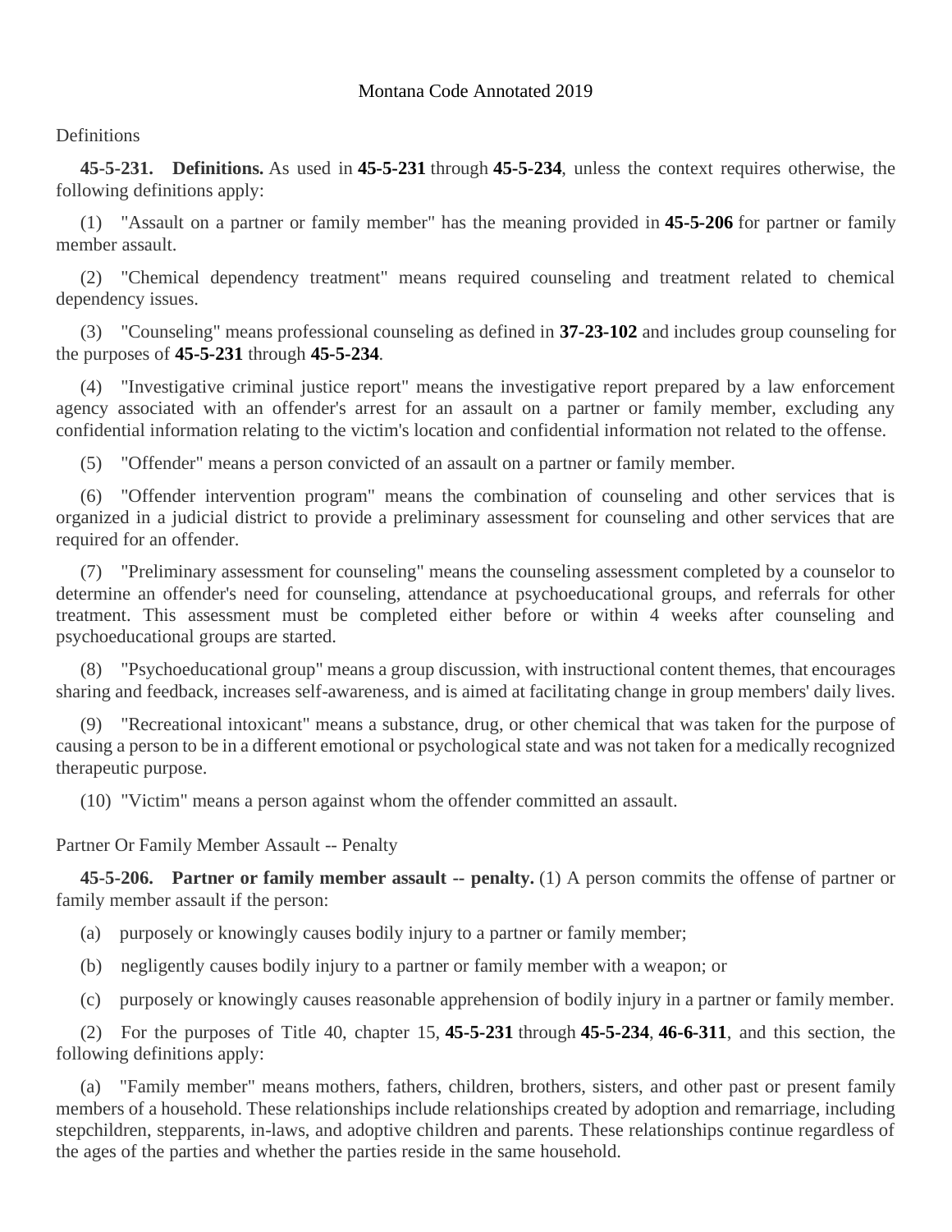Montana Code Annotated 2019

Definitions

**45-5-231. Definitions.** As used in **45-5-231** through **45-5-234**, unless the context requires otherwise, the following definitions apply:

(1) "Assault on a partner or family member" has the meaning provided in **45-5-206** for partner or family member assault.

(2) "Chemical dependency treatment" means required counseling and treatment related to chemical dependency issues.

(3) "Counseling" means professional counseling as defined in **37-23-102** and includes group counseling for the purposes of **45-5-231** through **45-5-234**.

(4) "Investigative criminal justice report" means the investigative report prepared by a law enforcement agency associated with an offender's arrest for an assault on a partner or family member, excluding any confidential information relating to the victim's location and confidential information not related to the offense.

(5) "Offender" means a person convicted of an assault on a partner or family member.

(6) "Offender intervention program" means the combination of counseling and other services that is organized in a judicial district to provide a preliminary assessment for counseling and other services that are required for an offender.

(7) "Preliminary assessment for counseling" means the counseling assessment completed by a counselor to determine an offender's need for counseling, attendance at psychoeducational groups, and referrals for other treatment. This assessment must be completed either before or within 4 weeks after counseling and psychoeducational groups are started.

(8) "Psychoeducational group" means a group discussion, with instructional content themes, that encourages sharing and feedback, increases self-awareness, and is aimed at facilitating change in group members' daily lives.

(9) "Recreational intoxicant" means a substance, drug, or other chemical that was taken for the purpose of causing a person to be in a different emotional or psychological state and was not taken for a medically recognized therapeutic purpose.

(10) "Victim" means a person against whom the offender committed an assault.

Partner Or Family Member Assault -- Penalty

**45-5-206. Partner or family member assault -- penalty.** (1) A person commits the offense of partner or family member assault if the person:

(a) purposely or knowingly causes bodily injury to a partner or family member;

(b) negligently causes bodily injury to a partner or family member with a weapon; or

(c) purposely or knowingly causes reasonable apprehension of bodily injury in a partner or family member.

(2) For the purposes of Title 40, chapter 15, **45-5-231** through **45-5-234**, **46-6-311**, and this section, the following definitions apply:

(a) "Family member" means mothers, fathers, children, brothers, sisters, and other past or present family members of a household. These relationships include relationships created by adoption and remarriage, including stepchildren, stepparents, in-laws, and adoptive children and parents. These relationships continue regardless of the ages of the parties and whether the parties reside in the same household.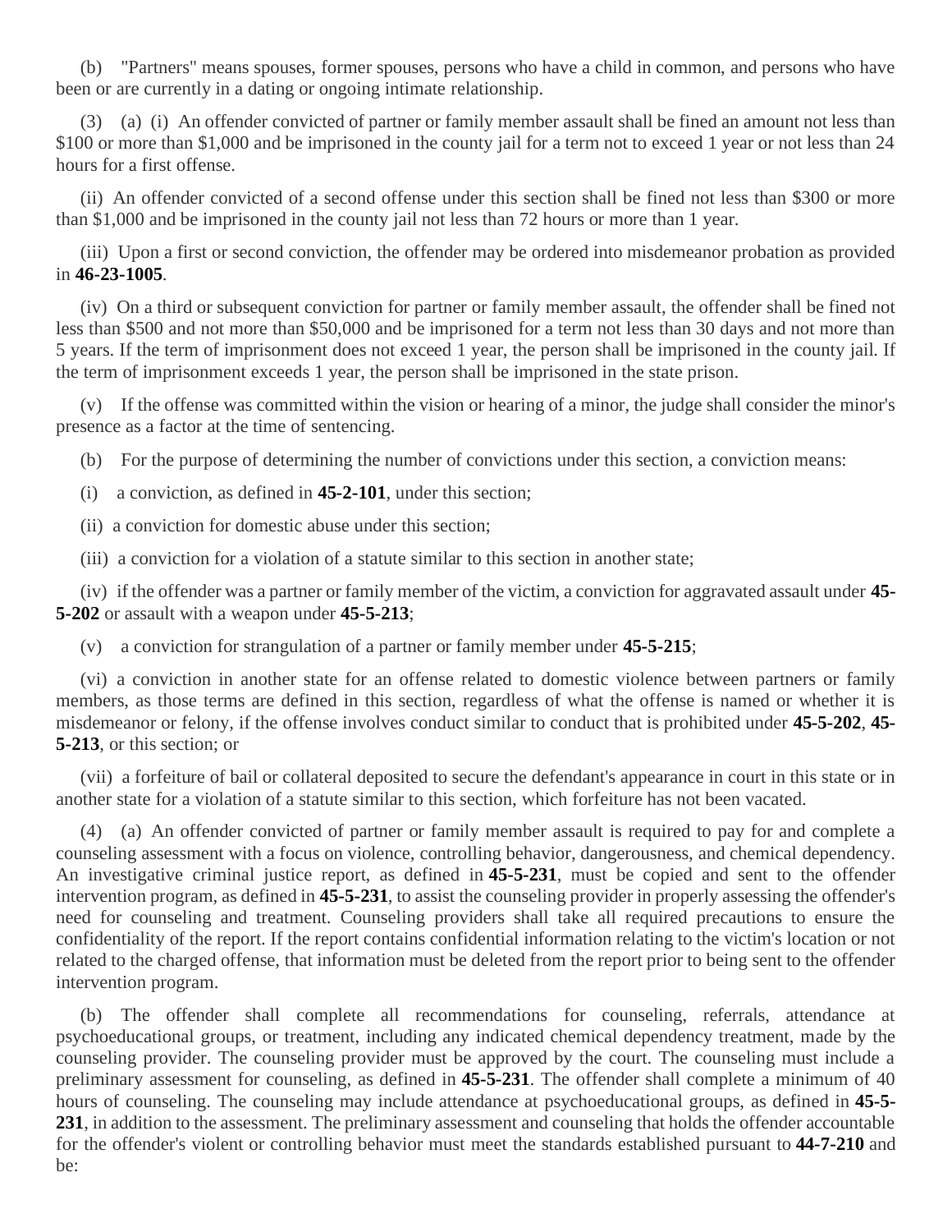(b) "Partners" means spouses, former spouses, persons who have a child in common, and persons who have been or are currently in a dating or ongoing intimate relationship.

(3) (a) (i) An offender convicted of partner or family member assault shall be fined an amount not less than $100 or more than $1,000 and be imprisoned in the county jail for a term not to exceed 1 year or not less than 24 hours for a first offense.

(ii) An offender convicted of a second offense under this section shall be fined not less than $300 or more than $1,000 and be imprisoned in the county jail not less than 72 hours or more than 1 year.

(iii) Upon a first or second conviction, the offender may be ordered into misdemeanor probation as provided in **46-23-1005**.

(iv) On a third or subsequent conviction for partner or family member assault, the offender shall be fined not less than $500 and not more than $50,000 and be imprisoned for a term not less than 30 days and not more than 5 years. If the term of imprisonment does not exceed 1 year, the person shall be imprisoned in the county jail. If the term of imprisonment exceeds 1 year, the person shall be imprisoned in the state prison.

(v) If the offense was committed within the vision or hearing of a minor, the judge shall consider the minor's presence as a factor at the time of sentencing.

(b) For the purpose of determining the number of convictions under this section, a conviction means:

(i) a conviction, as defined in **45-2-101**, under this section;

(ii) a conviction for domestic abuse under this section;

(iii) a conviction for a violation of a statute similar to this section in another state;

(iv) if the offender was a partner or family member of the victim, a conviction for aggravated assault under **45-5-202** or assault with a weapon under **45-5-213**;

(v) a conviction for strangulation of a partner or family member under **45-5-215**;

(vi) a conviction in another state for an offense related to domestic violence between partners or family members, as those terms are defined in this section, regardless of what the offense is named or whether it is misdemeanor or felony, if the offense involves conduct similar to conduct that is prohibited under **45-5-202**, **45-5-213**, or this section; or

(vii) a forfeiture of bail or collateral deposited to secure the defendant's appearance in court in this state or in another state for a violation of a statute similar to this section, which forfeiture has not been vacated.

(4) (a) An offender convicted of partner or family member assault is required to pay for and complete a counseling assessment with a focus on violence, controlling behavior, dangerousness, and chemical dependency. An investigative criminal justice report, as defined in **45-5-231**, must be copied and sent to the offender intervention program, as defined in **45-5-231**, to assist the counseling provider in properly assessing the offender's need for counseling and treatment. Counseling providers shall take all required precautions to ensure the confidentiality of the report. If the report contains confidential information relating to the victim's location or not related to the charged offense, that information must be deleted from the report prior to being sent to the offender intervention program.

(b) The offender shall complete all recommendations for counseling, referrals, attendance at psychoeducational groups, or treatment, including any indicated chemical dependency treatment, made by the counseling provider. The counseling provider must be approved by the court. The counseling must include a preliminary assessment for counseling, as defined in **45-5-231**. The offender shall complete a minimum of 40 hours of counseling. The counseling may include attendance at psychoeducational groups, as defined in **45-5-231**, in addition to the assessment. The preliminary assessment and counseling that holds the offender accountable for the offender's violent or controlling behavior must meet the standards established pursuant to **44-7-210** and be: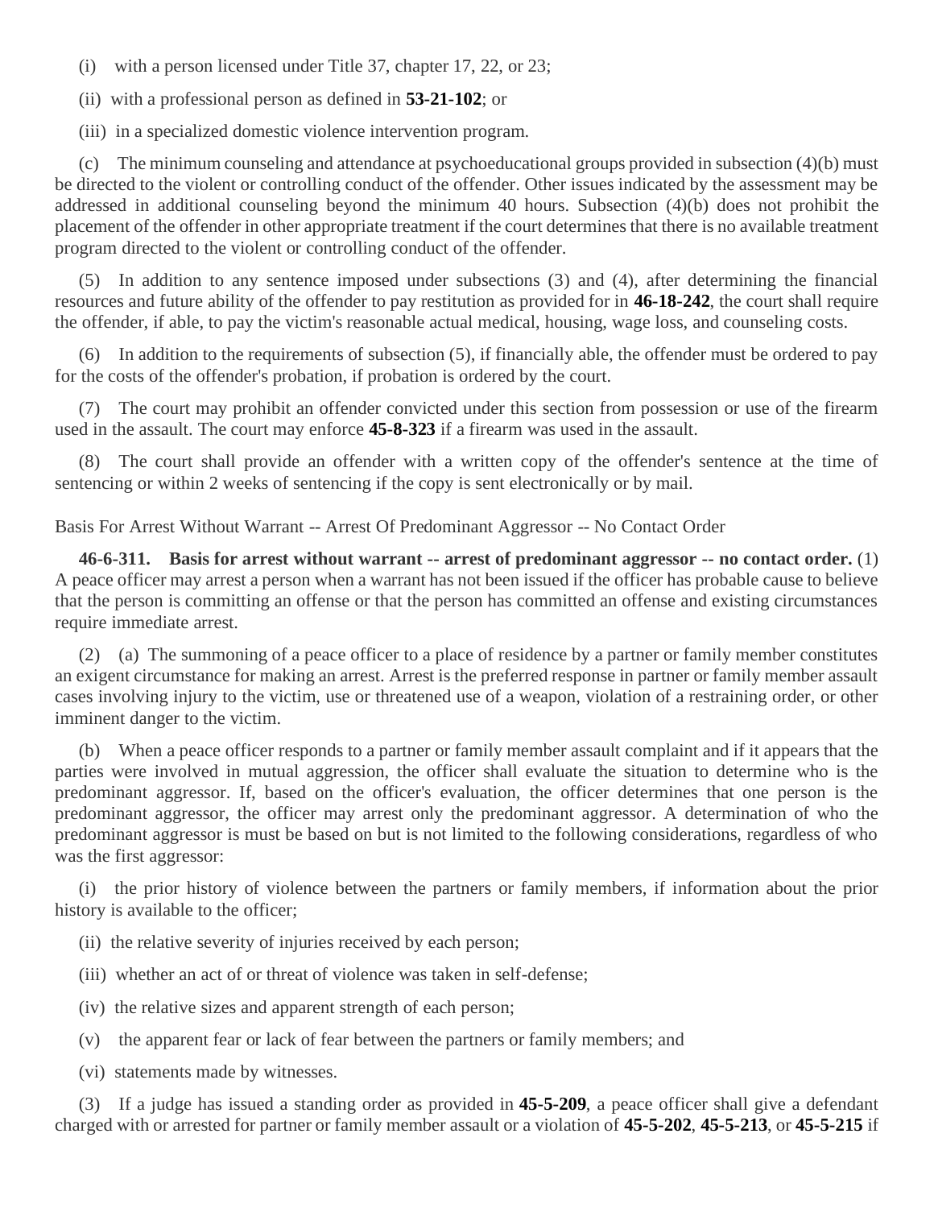(i) with a person licensed under Title 37, chapter 17, 22, or 23;

(ii) with a professional person as defined in **53-21-102**; or

(iii) in a specialized domestic violence intervention program.

(c) The minimum counseling and attendance at psychoeducational groups provided in subsection (4)(b) must be directed to the violent or controlling conduct of the offender. Other issues indicated by the assessment may be addressed in additional counseling beyond the minimum 40 hours. Subsection (4)(b) does not prohibit the placement of the offender in other appropriate treatment if the court determines that there is no available treatment program directed to the violent or controlling conduct of the offender.

(5) In addition to any sentence imposed under subsections (3) and (4), after determining the financial resources and future ability of the offender to pay restitution as provided for in **46-18-242**, the court shall require the offender, if able, to pay the victim's reasonable actual medical, housing, wage loss, and counseling costs.

(6) In addition to the requirements of subsection (5), if financially able, the offender must be ordered to pay for the costs of the offender's probation, if probation is ordered by the court.

(7) The court may prohibit an offender convicted under this section from possession or use of the firearm used in the assault. The court may enforce **45-8-323** if a firearm was used in the assault.

(8) The court shall provide an offender with a written copy of the offender's sentence at the time of sentencing or within 2 weeks of sentencing if the copy is sent electronically or by mail.

Basis For Arrest Without Warrant -- Arrest Of Predominant Aggressor -- No Contact Order

**46-6-311. Basis for arrest without warrant -- arrest of predominant aggressor -- no contact order.** (1) A peace officer may arrest a person when a warrant has not been issued if the officer has probable cause to believe that the person is committing an offense or that the person has committed an offense and existing circumstances require immediate arrest.

(2) (a) The summoning of a peace officer to a place of residence by a partner or family member constitutes an exigent circumstance for making an arrest. Arrest is the preferred response in partner or family member assault cases involving injury to the victim, use or threatened use of a weapon, violation of a restraining order, or other imminent danger to the victim.

(b) When a peace officer responds to a partner or family member assault complaint and if it appears that the parties were involved in mutual aggression, the officer shall evaluate the situation to determine who is the predominant aggressor. If, based on the officer's evaluation, the officer determines that one person is the predominant aggressor, the officer may arrest only the predominant aggressor. A determination of who the predominant aggressor is must be based on but is not limited to the following considerations, regardless of who was the first aggressor:

(i) the prior history of violence between the partners or family members, if information about the prior history is available to the officer;

(ii) the relative severity of injuries received by each person;

(iii) whether an act of or threat of violence was taken in self-defense;

(iv) the relative sizes and apparent strength of each person;

(v) the apparent fear or lack of fear between the partners or family members; and

(vi) statements made by witnesses.

(3) If a judge has issued a standing order as provided in **45-5-209**, a peace officer shall give a defendant charged with or arrested for partner or family member assault or a violation of **45-5-202**, **45-5-213**, or **45-5-215** if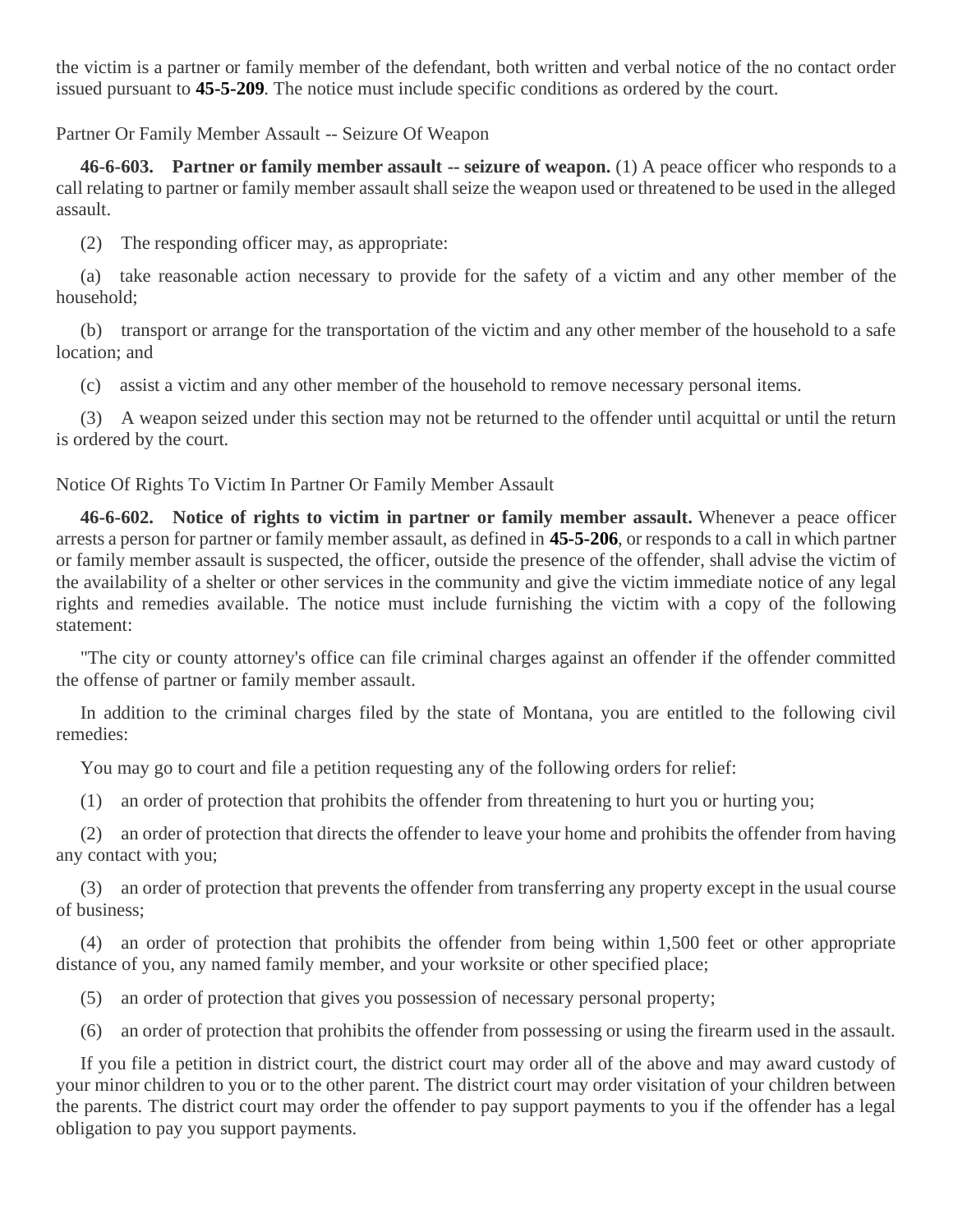the victim is a partner or family member of the defendant, both written and verbal notice of the no contact order issued pursuant to **45-5-209**. The notice must include specific conditions as ordered by the court.

Partner Or Family Member Assault -- Seizure Of Weapon

**46-6-603. Partner or family member assault -- seizure of weapon.** (1) A peace officer who responds to a call relating to partner or family member assault shall seize the weapon used or threatened to be used in the alleged assault.

(2) The responding officer may, as appropriate:

(a) take reasonable action necessary to provide for the safety of a victim and any other member of the household;

(b) transport or arrange for the transportation of the victim and any other member of the household to a safe location; and

(c) assist a victim and any other member of the household to remove necessary personal items.

(3) A weapon seized under this section may not be returned to the offender until acquittal or until the return is ordered by the court.

Notice Of Rights To Victim In Partner Or Family Member Assault

**46-6-602. Notice of rights to victim in partner or family member assault.** Whenever a peace officer arrests a person for partner or family member assault, as defined in **45-5-206**, or responds to a call in which partner or family member assault is suspected, the officer, outside the presence of the offender, shall advise the victim of the availability of a shelter or other services in the community and give the victim immediate notice of any legal rights and remedies available. The notice must include furnishing the victim with a copy of the following statement:

"The city or county attorney's office can file criminal charges against an offender if the offender committed the offense of partner or family member assault.

In addition to the criminal charges filed by the state of Montana, you are entitled to the following civil remedies:

You may go to court and file a petition requesting any of the following orders for relief:

(1) an order of protection that prohibits the offender from threatening to hurt you or hurting you;

(2) an order of protection that directs the offender to leave your home and prohibits the offender from having any contact with you;

(3) an order of protection that prevents the offender from transferring any property except in the usual course of business;

(4) an order of protection that prohibits the offender from being within 1,500 feet or other appropriate distance of you, any named family member, and your worksite or other specified place;

(5) an order of protection that gives you possession of necessary personal property;

(6) an order of protection that prohibits the offender from possessing or using the firearm used in the assault.

If you file a petition in district court, the district court may order all of the above and may award custody of your minor children to you or to the other parent. The district court may order visitation of your children between the parents. The district court may order the offender to pay support payments to you if the offender has a legal obligation to pay you support payments.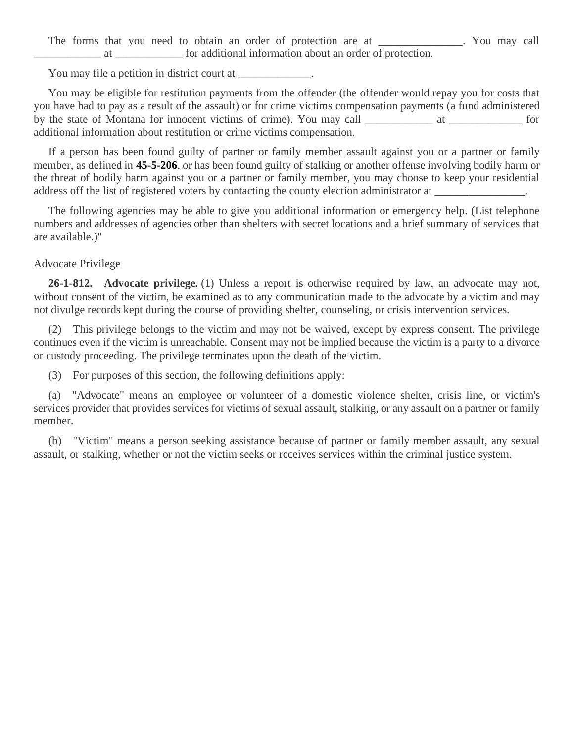The forms that you need to obtain an order of protection are at _______________. You may call ____________ at ____________ for additional information about an order of protection.

You may file a petition in district court at _____________.

You may be eligible for restitution payments from the offender (the offender would repay you for costs that you have had to pay as a result of the assault) or for crime victims compensation payments (a fund administered by the state of Montana for innocent victims of crime). You may call ____________ at _____________ for additional information about restitution or crime victims compensation.

If a person has been found guilty of partner or family member assault against you or a partner or family member, as defined in **45-5-206**, or has been found guilty of stalking or another offense involving bodily harm or the threat of bodily harm against you or a partner or family member, you may choose to keep your residential address off the list of registered voters by contacting the county election administrator at ________________.

The following agencies may be able to give you additional information or emergency help. (List telephone numbers and addresses of agencies other than shelters with secret locations and a brief summary of services that are available.)"

Advocate Privilege

**26-1-812. Advocate privilege.** (1) Unless a report is otherwise required by law, an advocate may not, without consent of the victim, be examined as to any communication made to the advocate by a victim and may not divulge records kept during the course of providing shelter, counseling, or crisis intervention services.

(2) This privilege belongs to the victim and may not be waived, except by express consent. The privilege continues even if the victim is unreachable. Consent may not be implied because the victim is a party to a divorce or custody proceeding. The privilege terminates upon the death of the victim.

(3) For purposes of this section, the following definitions apply:

(a) "Advocate" means an employee or volunteer of a domestic violence shelter, crisis line, or victim's services provider that provides services for victims of sexual assault, stalking, or any assault on a partner or family member.

(b) "Victim" means a person seeking assistance because of partner or family member assault, any sexual assault, or stalking, whether or not the victim seeks or receives services within the criminal justice system.